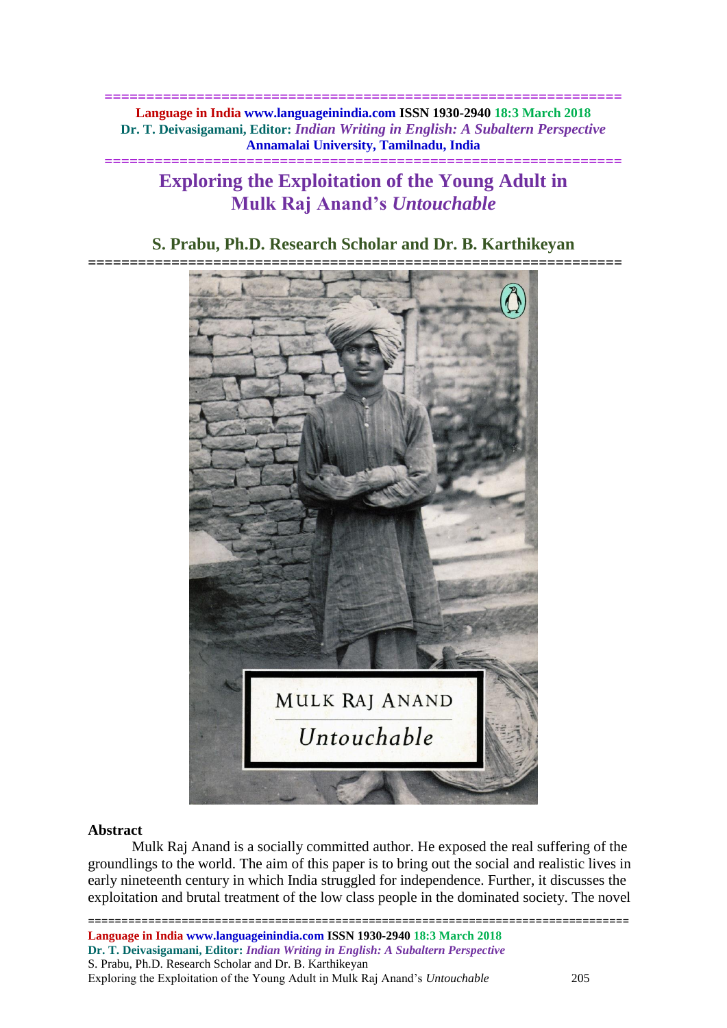# Exploring the Exploitation of the Young Adult in Mulk Raj Anand's *Untouchable*

**S. Prabu, Ph.D. Research Scholar and Dr. B. Karthikeyan**

## Abstract

Mulk Raj Anand is a socially committed author. He exposed the real suffering of the groundlings to the world. The aim of this paper is to bring out the social and realistic lives in early nineteenth century in which India struggled for independence. Further, it discusses the exploitation and brutal treatment of the low class people in the dominated society. The novel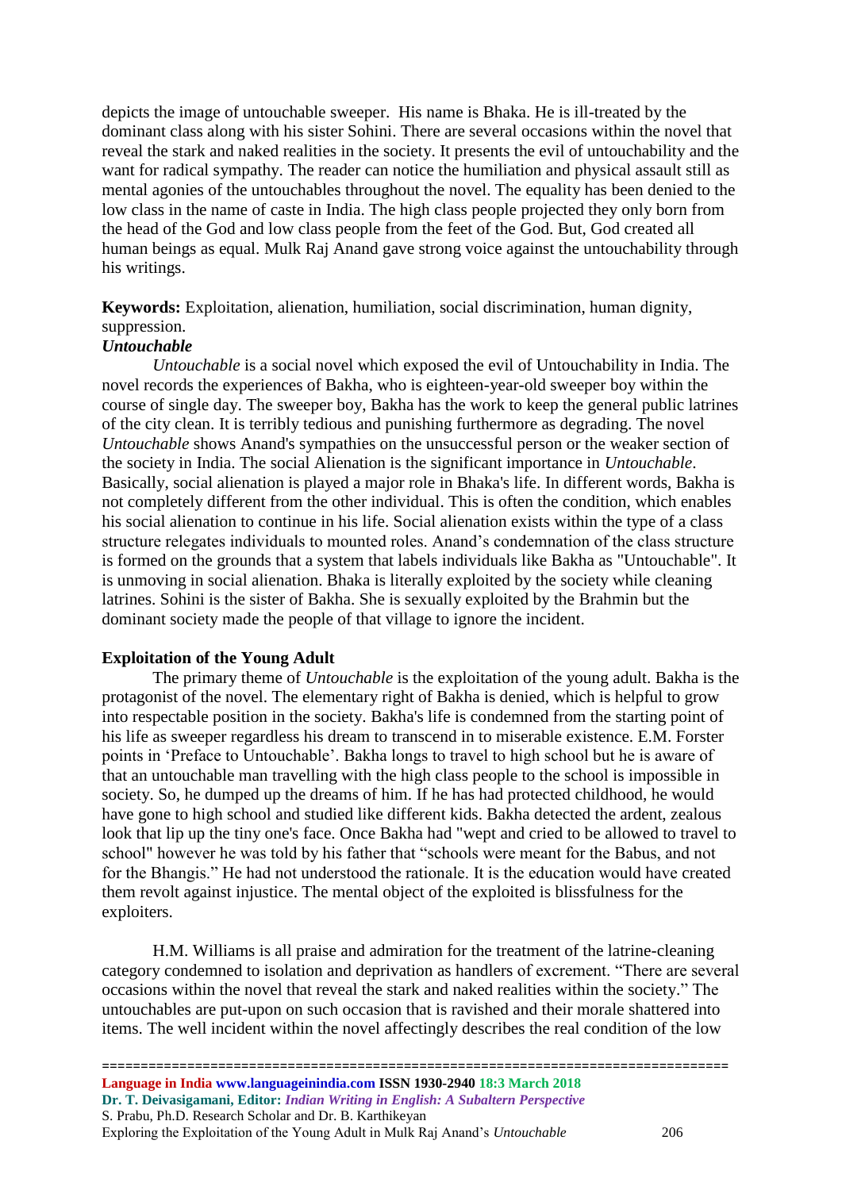depicts the image of untouchable sweeper. His name is Bhaka. He is ill-treated by the dominant class along with his sister Sohini. There are several occasions within the novel that reveal the stark and naked realities in the society. It presents the evil of untouchability and the want for radical sympathy. The reader can notice the humiliation and physical assault still as mental agonies of the untouchables throughout the novel. The equality has been denied to the low class in the name of caste in India. The high class people projected they only born from the head of the God and low class people from the feet of the God. But, God created all human beings as equal. Mulk Raj Anand gave strong voice against the untouchability through his writings.

**Keywords:** Exploitation, alienation, humiliation, social discrimination, human dignity, suppression.

***Untouchable***

*Untouchable* is a social novel which exposed the evil of Untouchability in India. The novel records the experiences of Bakha, who is eighteen-year-old sweeper boy within the course of single day. The sweeper boy, Bakha has the work to keep the general public latrines of the city clean. It is terribly tedious and punishing furthermore as degrading. The novel *Untouchable* shows Anand's sympathies on the unsuccessful person or the weaker section of the society in India. The social Alienation is the significant importance in *Untouchable*. Basically, social alienation is played a major role in Bhaka's life. In different words, Bakha is not completely different from the other individual. This is often the condition, which enables his social alienation to continue in his life. Social alienation exists within the type of a class structure relegates individuals to mounted roles. Anand's condemnation of the class structure is formed on the grounds that a system that labels individuals like Bakha as "Untouchable". It is unmoving in social alienation. Bhaka is literally exploited by the society while cleaning latrines. Sohini is the sister of Bakha. She is sexually exploited by the Brahmin but the dominant society made the people of that village to ignore the incident.

**Exploitation of the Young Adult**

The primary theme of *Untouchable* is the exploitation of the young adult. Bakha is the protagonist of the novel. The elementary right of Bakha is denied, which is helpful to grow into respectable position in the society. Bakha's life is condemned from the starting point of his life as sweeper regardless his dream to transcend in to miserable existence. E.M. Forster points in 'Preface to Untouchable'. Bakha longs to travel to high school but he is aware of that an untouchable man travelling with the high class people to the school is impossible in society. So, he dumped up the dreams of him. If he has had protected childhood, he would have gone to high school and studied like different kids. Bakha detected the ardent, zealous look that lip up the tiny one's face. Once Bakha had "wept and cried to be allowed to travel to school" however he was told by his father that "schools were meant for the Babus, and not for the Bhangis." He had not understood the rationale. It is the education would have created them revolt against injustice. The mental object of the exploited is blissfulness for the exploiters.

H.M. Williams is all praise and admiration for the treatment of the latrine-cleaning category condemned to isolation and deprivation as handlers of excrement. "There are several occasions within the novel that reveal the stark and naked realities within the society." The untouchables are put-upon on such occasion that is ravished and their morale shattered into items. The well incident within the novel affectingly describes the real condition of the low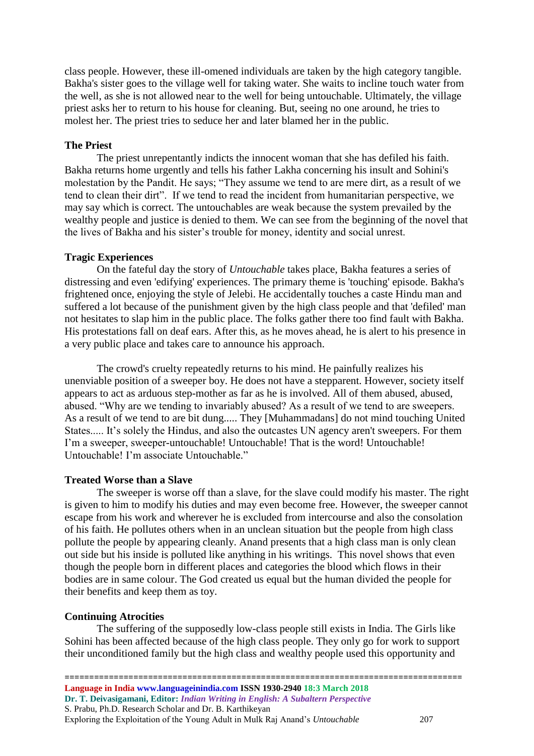class people. However, these ill-omened individuals are taken by the high category tangible. Bakha's sister goes to the village well for taking water. She waits to incline touch water from the well, as she is not allowed near to the well for being untouchable. Ultimately, the village priest asks her to return to his house for cleaning. But, seeing no one around, he tries to molest her. The priest tries to seduce her and later blamed her in the public.

**The Priest**

The priest unrepentantly indicts the innocent woman that she has defiled his faith. Bakha returns home urgently and tells his father Lakha concerning his insult and Sohini's molestation by the Pandit. He says; "They assume we tend to are mere dirt, as a result of we tend to clean their dirt". If we tend to read the incident from humanitarian perspective, we may say which is correct. The untouchables are weak because the system prevailed by the wealthy people and justice is denied to them. We can see from the beginning of the novel that the lives of Bakha and his sister's trouble for money, identity and social unrest.

**Tragic Experiences**

On the fateful day the story of *Untouchable* takes place, Bakha features a series of distressing and even 'edifying' experiences. The primary theme is 'touching' episode. Bakha's frightened once, enjoying the style of Jelebi. He accidentally touches a caste Hindu man and suffered a lot because of the punishment given by the high class people and that 'defiled' man not hesitates to slap him in the public place. The folks gather there too find fault with Bakha. His protestations fall on deaf ears. After this, as he moves ahead, he is alert to his presence in a very public place and takes care to announce his approach.

The crowd's cruelty repeatedly returns to his mind. He painfully realizes his unenviable position of a sweeper boy. He does not have a stepparent. However, society itself appears to act as arduous step-mother as far as he is involved. All of them abused, abused, abused. "Why are we tending to invariably abused? As a result of we tend to are sweepers. As a result of we tend to are bit dung..... They [Muhammadans] do not mind touching United States..... It's solely the Hindus, and also the outcastes UN agency aren't sweepers. For them I'm a sweeper, sweeper-untouchable! Untouchable! That is the word! Untouchable! Untouchable! I'm associate Untouchable."

**Treated Worse than a Slave**

The sweeper is worse off than a slave, for the slave could modify his master. The right is given to him to modify his duties and may even become free. However, the sweeper cannot escape from his work and wherever he is excluded from intercourse and also the consolation of his faith. He pollutes others when in an unclean situation but the people from high class pollute the people by appearing cleanly. Anand presents that a high class man is only clean out side but his inside is polluted like anything in his writings. This novel shows that even though the people born in different places and categories the blood which flows in their bodies are in same colour. The God created us equal but the human divided the people for their benefits and keep them as toy.

**Continuing Atrocities**

The suffering of the supposedly low-class people still exists in India. The Girls like Sohini has been affected because of the high class people. They only go for work to support their unconditioned family but the high class and wealthy people used this opportunity and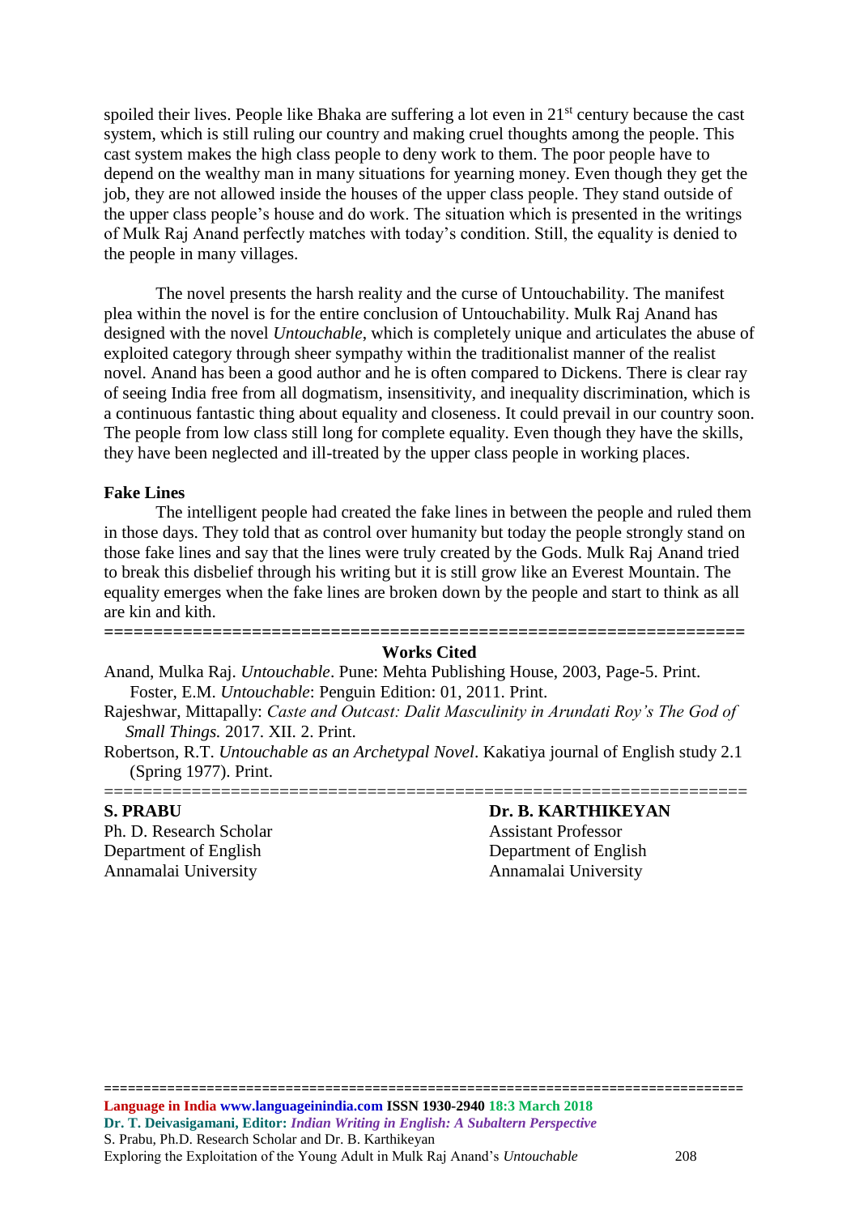spoiled their lives. People like Bhaka are suffering a lot even in 21st century because the cast system, which is still ruling our country and making cruel thoughts among the people. This cast system makes the high class people to deny work to them. The poor people have to depend on the wealthy man in many situations for yearning money. Even though they get the job, they are not allowed inside the houses of the upper class people. They stand outside of the upper class people's house and do work. The situation which is presented in the writings of Mulk Raj Anand perfectly matches with today's condition. Still, the equality is denied to the people in many villages.

The novel presents the harsh reality and the curse of Untouchability. The manifest plea within the novel is for the entire conclusion of Untouchability. Mulk Raj Anand has designed with the novel *Untouchable*, which is completely unique and articulates the abuse of exploited category through sheer sympathy within the traditionalist manner of the realist novel. Anand has been a good author and he is often compared to Dickens. There is clear ray of seeing India free from all dogmatism, insensitivity, and inequality discrimination, which is a continuous fantastic thing about equality and closeness. It could prevail in our country soon. The people from low class still long for complete equality. Even though they have the skills, they have been neglected and ill-treated by the upper class people in working places.

**Fake Lines**

The intelligent people had created the fake lines in between the people and ruled them in those days. They told that as control over humanity but today the people strongly stand on those fake lines and say that the lines were truly created by the Gods. Mulk Raj Anand tried to break this disbelief through his writing but it is still grow like an Everest Mountain. The equality emerges when the fake lines are broken down by the people and start to think as all are kin and kith.

=================================================================

**Works Cited**

Anand, Mulka Raj. *Untouchable*. Pune: Mehta Publishing House, 2003, Page-5. Print.

Foster, E.M. *Untouchable*: Penguin Edition: 01, 2011. Print.

Rajeshwar, Mittapally: *Caste and Outcast: Dalit Masculinity in Arundati Roy's The God of Small Things.* 2017. XII. 2. Print.

Robertson, R.T. *Untouchable as an Archetypal Novel*. Kakatiya journal of English study 2.1 (Spring 1977). Print.

=================================================================

**S. PRABU**
Ph. D. Research Scholar
Department of English
Annamalai University

**Dr. B. KARTHIKEYAN**
Assistant Professor
Department of English
Annamalai University